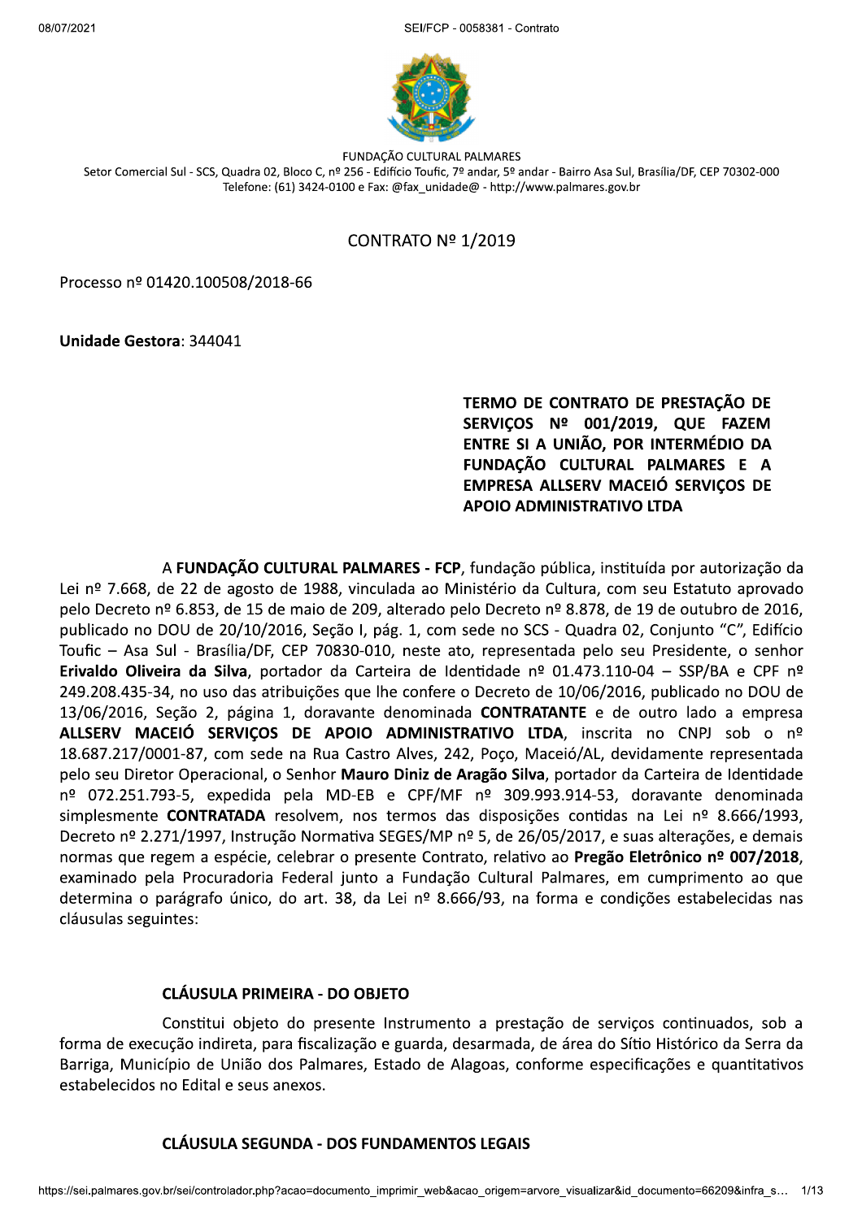FUNDAÇÃO CULTURAL PALMARES
Setor Comercial Sul - SCS, Quadra 02, Bloco C, nº 256 - Edifício Toufic, 7º andar, 5º andar - Bairro Asa Sul, Brasília/DF, CEP 70302-000
Telefone: (61) 3424-0100 e Fax: @fax_unidade@ - http://www.palmares.gov.br

# CONTRATO Nº 1/2019

Processo nº 01420.100508/2018-66

**Unidade Gestora**: 344041

**TERMO DE CONTRATO DE PRESTAÇÃO DE SERVIÇOS Nº 001/2019, QUE FAZEM ENTRE SI A UNIÃO, POR INTERMÉDIO DA FUNDAÇÃO CULTURAL PALMARES E A EMPRESA ALLSERV MACEIÓ SERVIÇOS DE APOIO ADMINISTRATIVO LTDA**

A **FUNDAÇÃO CULTURAL PALMARES - FCP**, fundação pública, instituída por autorização da Lei nº 7.668, de 22 de agosto de 1988, vinculada ao Ministério da Cultura, com seu Estatuto aprovado pelo Decreto nº 6.853, de 15 de maio de 209, alterado pelo Decreto nº 8.878, de 19 de outubro de 2016, publicado no DOU de 20/10/2016, Seção I, pág. 1, com sede no SCS - Quadra 02, Conjunto "C", Edifício Toufic – Asa Sul - Brasília/DF, CEP 70830-010, neste ato, representada pelo seu Presidente, o senhor **Erivaldo Oliveira da Silva**, portador da Carteira de Identidade nº 01.473.110-04 – SSP/BA e CPF nº 249.208.435-34, no uso das atribuições que lhe confere o Decreto de 10/06/2016, publicado no DOU de 13/06/2016, Seção 2, página 1, doravante denominada **CONTRATANTE** e de outro lado a empresa **ALLSERV MACEIÓ SERVIÇOS DE APOIO ADMINISTRATIVO LTDA**, inscrita no CNPJ sob o nº 18.687.217/0001-87, com sede na Rua Castro Alves, 242, Poço, Maceió/AL, devidamente representada pelo seu Diretor Operacional, o Senhor **Mauro Diniz de Aragão Silva**, portador da Carteira de Identidade nº 072.251.793-5, expedida pela MD-EB e CPF/MF nº 309.993.914-53, doravante denominada simplesmente **CONTRATADA** resolvem, nos termos das disposições contidas na Lei nº 8.666/1993, Decreto nº 2.271/1997, Instrução Normativa SEGES/MP nº 5, de 26/05/2017, e suas alterações, e demais normas que regem a espécie, celebrar o presente Contrato, relativo ao **Pregão Eletrônico nº 007/2018**, examinado pela Procuradoria Federal junto a Fundação Cultural Palmares, em cumprimento ao que determina o parágrafo único, do art. 38, da Lei nº 8.666/93, na forma e condições estabelecidas nas cláusulas seguintes:

## CLÁUSULA PRIMEIRA - DO OBJETO

Constitui objeto do presente Instrumento a prestação de serviços continuados, sob a forma de execução indireta, para fiscalização e guarda, desarmada, de área do Sítio Histórico da Serra da Barriga, Município de União dos Palmares, Estado de Alagoas, conforme especificações e quantitativos estabelecidos no Edital e seus anexos.

## CLÁUSULA SEGUNDA - DOS FUNDAMENTOS LEGAIS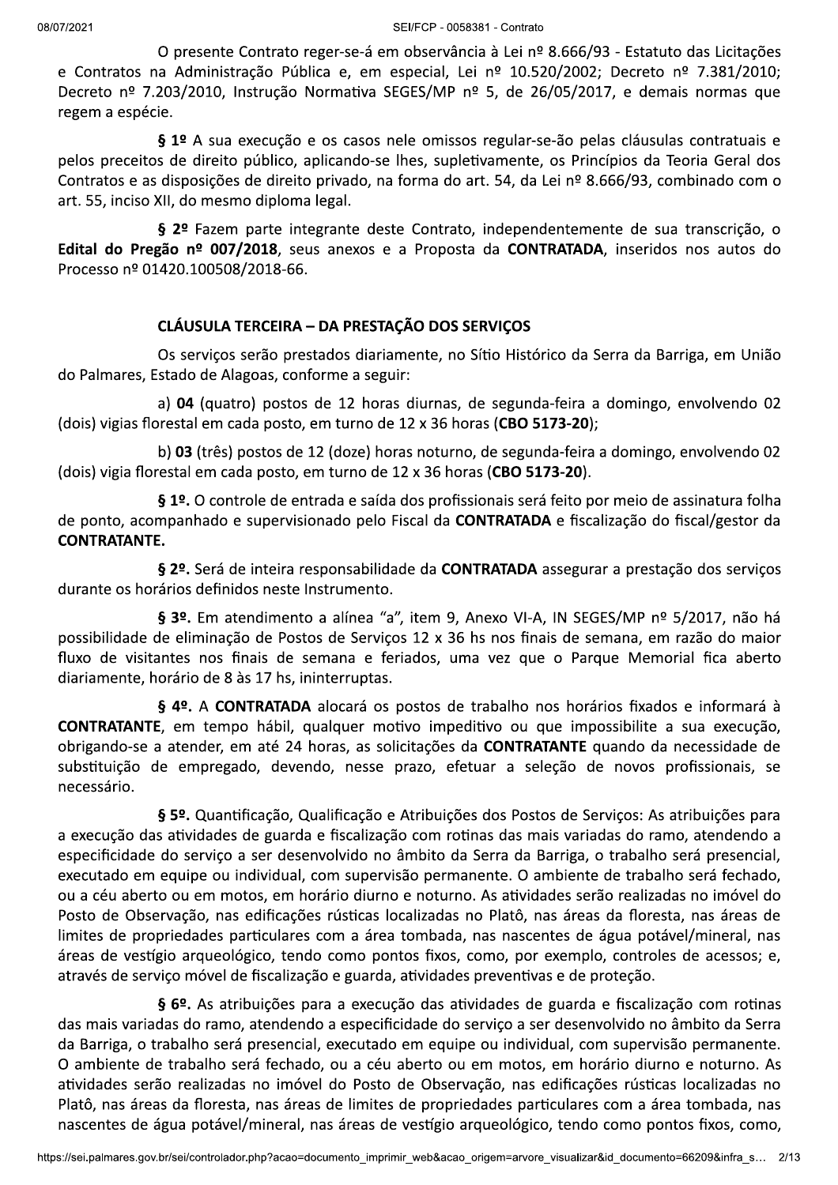O presente Contrato reger-se-á em observância à Lei nº 8.666/93 - Estatuto das Licitações e Contratos na Administração Pública e, em especial, Lei nº 10.520/2002; Decreto nº 7.381/2010; Decreto nº 7.203/2010, Instrução Normativa SEGES/MP nº 5, de 26/05/2017, e demais normas que regem a espécie.

**§ 1º** A sua execução e os casos nele omissos regular-se-ão pelas cláusulas contratuais e pelos preceitos de direito público, aplicando-se lhes, supletivamente, os Princípios da Teoria Geral dos Contratos e as disposições de direito privado, na forma do art. 54, da Lei nº 8.666/93, combinado com o art. 55, inciso XII, do mesmo diploma legal.

**§ 2º** Fazem parte integrante deste Contrato, independentemente de sua transcrição, o **Edital do Pregão nº 007/2018**, seus anexos e a Proposta da **CONTRATADA**, inseridos nos autos do Processo nº 01420.100508/2018-66.

## CLÁUSULA TERCEIRA – DA PRESTAÇÃO DOS SERVIÇOS

Os serviços serão prestados diariamente, no Sítio Histórico da Serra da Barriga, em União do Palmares, Estado de Alagoas, conforme a seguir:

a) **04** (quatro) postos de 12 horas diurnas, de segunda-feira a domingo, envolvendo 02 (dois) vigias florestal em cada posto, em turno de 12 x 36 horas (**CBO 5173-20**);

b) **03** (três) postos de 12 (doze) horas noturno, de segunda-feira a domingo, envolvendo 02 (dois) vigia florestal em cada posto, em turno de 12 x 36 horas (**CBO 5173-20**).

**§ 1º.** O controle de entrada e saída dos profissionais será feito por meio de assinatura folha de ponto, acompanhado e supervisionado pelo Fiscal da **CONTRATADA** e fiscalização do fiscal/gestor da **CONTRATANTE.**

**§ 2º.** Será de inteira responsabilidade da **CONTRATADA** assegurar a prestação dos serviços durante os horários definidos neste Instrumento.

**§ 3º.** Em atendimento a alínea "a", item 9, Anexo VI-A, IN SEGES/MP nº 5/2017, não há possibilidade de eliminação de Postos de Serviços 12 x 36 hs nos finais de semana, em razão do maior fluxo de visitantes nos finais de semana e feriados, uma vez que o Parque Memorial fica aberto diariamente, horário de 8 às 17 hs, ininterruptas.

**§ 4º.** A **CONTRATADA** alocará os postos de trabalho nos horários fixados e informará à **CONTRATANTE**, em tempo hábil, qualquer motivo impeditivo ou que impossibilite a sua execução, obrigando-se a atender, em até 24 horas, as solicitações da **CONTRATANTE** quando da necessidade de substituição de empregado, devendo, nesse prazo, efetuar a seleção de novos profissionais, se necessário.

**§ 5º.** Quantificação, Qualificação e Atribuições dos Postos de Serviços: As atribuições para a execução das atividades de guarda e fiscalização com rotinas das mais variadas do ramo, atendendo a especificidade do serviço a ser desenvolvido no âmbito da Serra da Barriga, o trabalho será presencial, executado em equipe ou individual, com supervisão permanente. O ambiente de trabalho será fechado, ou a céu aberto ou em motos, em horário diurno e noturno. As atividades serão realizadas no imóvel do Posto de Observação, nas edificações rústicas localizadas no Platô, nas áreas da floresta, nas áreas de limites de propriedades particulares com a área tombada, nas nascentes de água potável/mineral, nas áreas de vestígio arqueológico, tendo como pontos fixos, como, por exemplo, controles de acessos; e, através de serviço móvel de fiscalização e guarda, atividades preventivas e de proteção.

**§ 6º.** As atribuições para a execução das atividades de guarda e fiscalização com rotinas das mais variadas do ramo, atendendo a especificidade do serviço a ser desenvolvido no âmbito da Serra da Barriga, o trabalho será presencial, executado em equipe ou individual, com supervisão permanente. O ambiente de trabalho será fechado, ou a céu aberto ou em motos, em horário diurno e noturno. As atividades serão realizadas no imóvel do Posto de Observação, nas edificações rústicas localizadas no Platô, nas áreas da floresta, nas áreas de limites de propriedades particulares com a área tombada, nas nascentes de água potável/mineral, nas áreas de vestígio arqueológico, tendo como pontos fixos, como,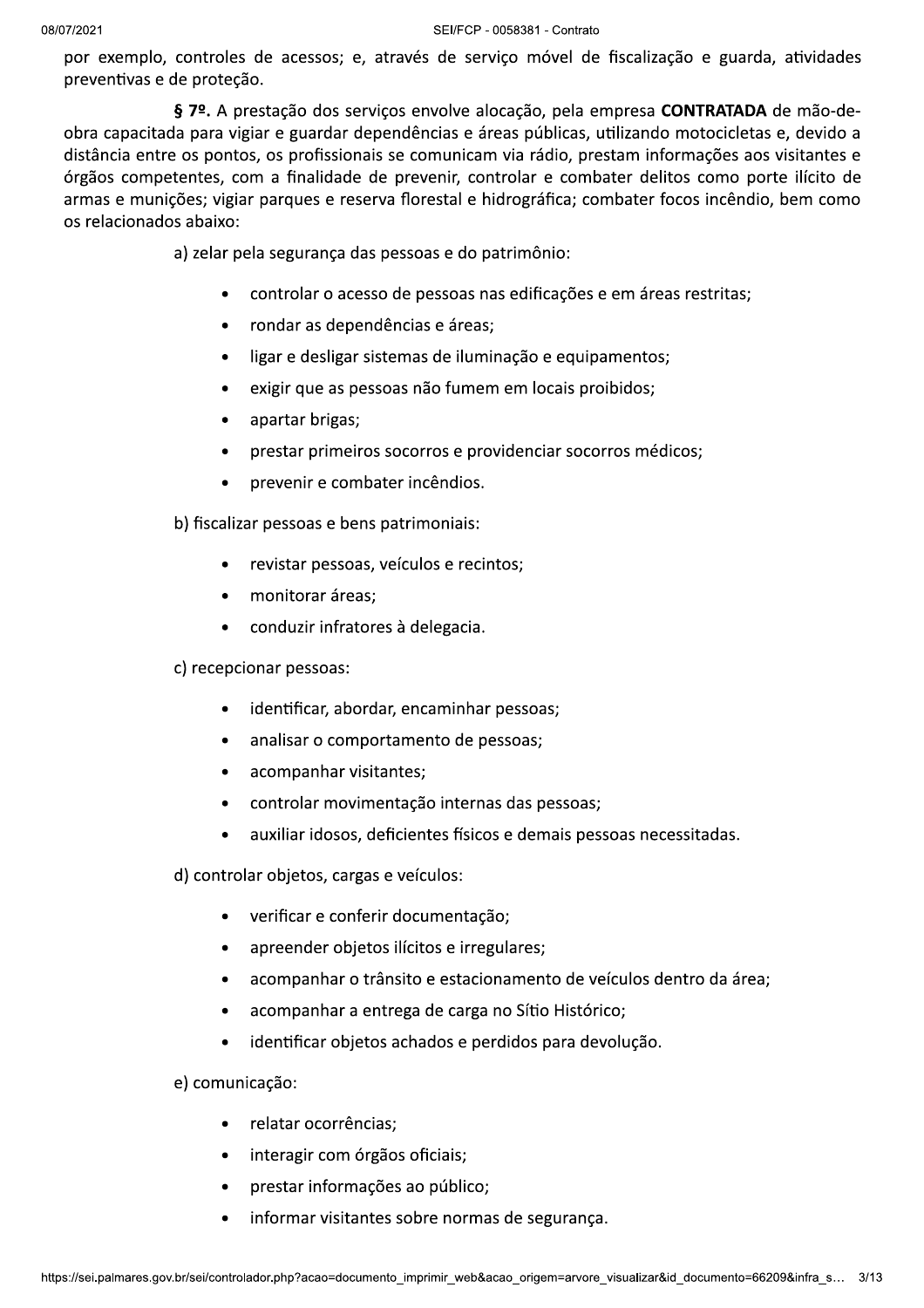por exemplo, controles de acessos; e, através de serviço móvel de fiscalização e guarda, atividades preventivas e de proteção.

**§ 7º.** A prestação dos serviços envolve alocação, pela empresa **CONTRATADA** de mão-de-obra capacitada para vigiar e guardar dependências e áreas públicas, utilizando motocicletas e, devido a distância entre os pontos, os profissionais se comunicam via rádio, prestam informações aos visitantes e órgãos competentes, com a finalidade de prevenir, controlar e combater delitos como porte ilícito de armas e munições; vigiar parques e reserva florestal e hidrográfica; combater focos incêndio, bem como os relacionados abaixo:

a) zelar pela segurança das pessoas e do patrimônio:

- controlar o acesso de pessoas nas edificações e em áreas restritas;
- rondar as dependências e áreas;
- ligar e desligar sistemas de iluminação e equipamentos;
- exigir que as pessoas não fumem em locais proibidos;
- apartar brigas;
- prestar primeiros socorros e providenciar socorros médicos;
- prevenir e combater incêndios.

b) fiscalizar pessoas e bens patrimoniais:

- revistar pessoas, veículos e recintos;
- monitorar áreas;
- conduzir infratores à delegacia.

c) recepcionar pessoas:

- identificar, abordar, encaminhar pessoas;
- analisar o comportamento de pessoas;
- acompanhar visitantes;
- controlar movimentação internas das pessoas;
- auxiliar idosos, deficientes físicos e demais pessoas necessitadas.

d) controlar objetos, cargas e veículos:

- verificar e conferir documentação;
- apreender objetos ilícitos e irregulares;
- acompanhar o trânsito e estacionamento de veículos dentro da área;
- acompanhar a entrega de carga no Sítio Histórico;
- identificar objetos achados e perdidos para devolução.

e) comunicação:

- relatar ocorrências;
- interagir com órgãos oficiais;
- prestar informações ao público;
- informar visitantes sobre normas de segurança.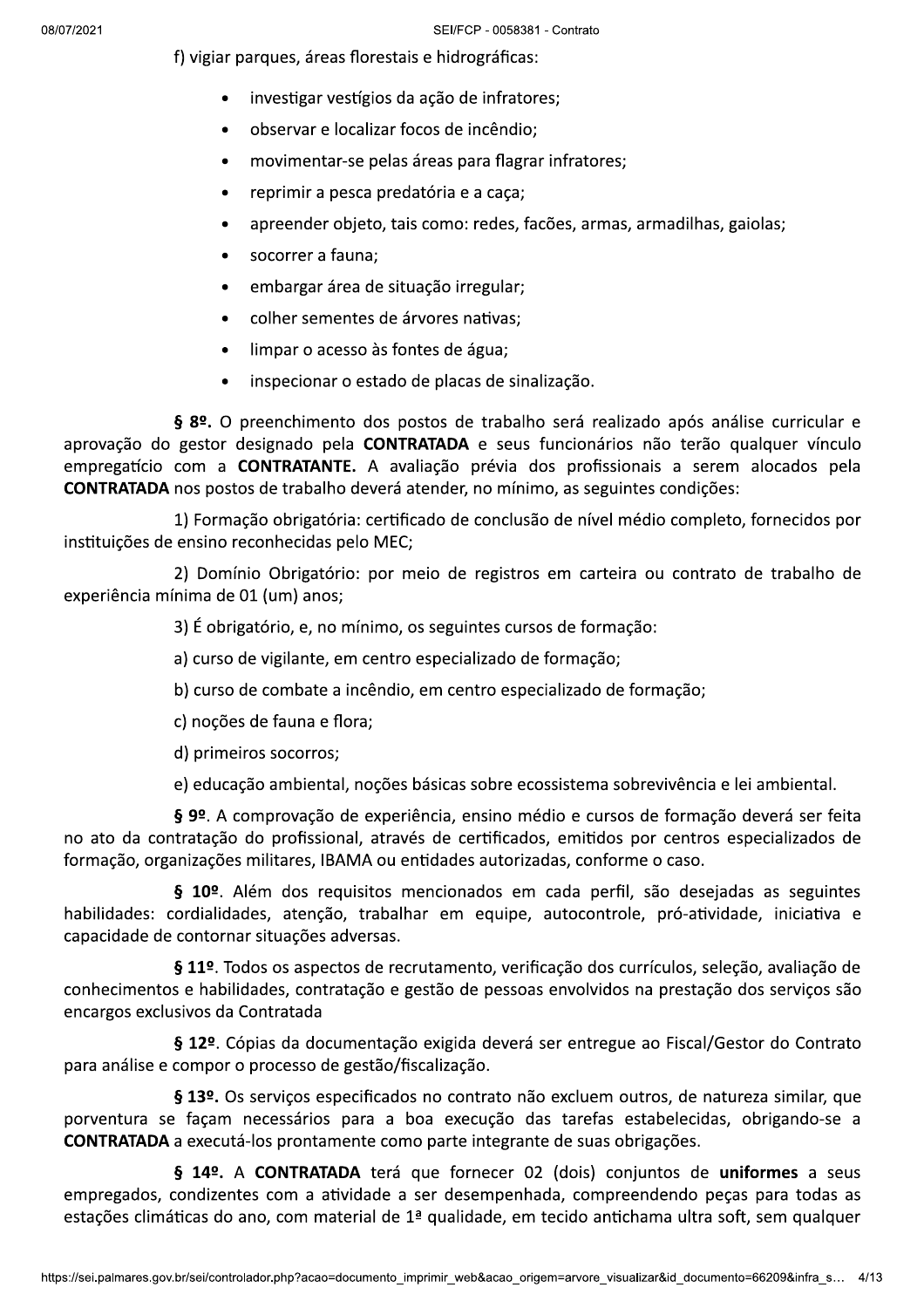f) vigiar parques, áreas florestais e hidrográficas:

- investigar vestígios da ação de infratores;
- observar e localizar focos de incêndio;
- movimentar-se pelas áreas para flagrar infratores;
- reprimir a pesca predatória e a caça;
- apreender objeto, tais como: redes, facões, armas, armadilhas, gaiolas;
- socorrer a fauna;
- embargar área de situação irregular;
- colher sementes de árvores nativas;
- limpar o acesso às fontes de água;
- inspecionar o estado de placas de sinalização.

**§ 8º.** O preenchimento dos postos de trabalho será realizado após análise curricular e aprovação do gestor designado pela **CONTRATADA** e seus funcionários não terão qualquer vínculo empregatício com a **CONTRATANTE.** A avaliação prévia dos profissionais a serem alocados pela **CONTRATADA** nos postos de trabalho deverá atender, no mínimo, as seguintes condições:

1) Formação obrigatória: certificado de conclusão de nível médio completo, fornecidos por instituições de ensino reconhecidas pelo MEC;

2) Domínio Obrigatório: por meio de registros em carteira ou contrato de trabalho de experiência mínima de 01 (um) anos;

3) É obrigatório, e, no mínimo, os seguintes cursos de formação:

a) curso de vigilante, em centro especializado de formação;

b) curso de combate a incêndio, em centro especializado de formação;

c) noções de fauna e flora;

d) primeiros socorros;

e) educação ambiental, noções básicas sobre ecossistema sobrevivência e lei ambiental.

**§ 9º**. A comprovação de experiência, ensino médio e cursos de formação deverá ser feita no ato da contratação do profissional, através de certificados, emitidos por centros especializados de formação, organizações militares, IBAMA ou entidades autorizadas, conforme o caso.

**§ 10º**. Além dos requisitos mencionados em cada perfil, são desejadas as seguintes habilidades: cordialidades, atenção, trabalhar em equipe, autocontrole, pró-atividade, iniciativa e capacidade de contornar situações adversas.

**§ 11º**. Todos os aspectos de recrutamento, verificação dos currículos, seleção, avaliação de conhecimentos e habilidades, contratação e gestão de pessoas envolvidos na prestação dos serviços são encargos exclusivos da Contratada

**§ 12º**. Cópias da documentação exigida deverá ser entregue ao Fiscal/Gestor do Contrato para análise e compor o processo de gestão/fiscalização.

**§ 13º.** Os serviços especificados no contrato não excluem outros, de natureza similar, que porventura se façam necessários para a boa execução das tarefas estabelecidas, obrigando-se a **CONTRATADA** a executá-los prontamente como parte integrante de suas obrigações.

**§ 14º.** A **CONTRATADA** terá que fornecer 02 (dois) conjuntos de **uniformes** a seus empregados, condizentes com a atividade a ser desempenhada, compreendendo peças para todas as estações climáticas do ano, com material de 1ª qualidade, em tecido antichama ultra soft, sem qualquer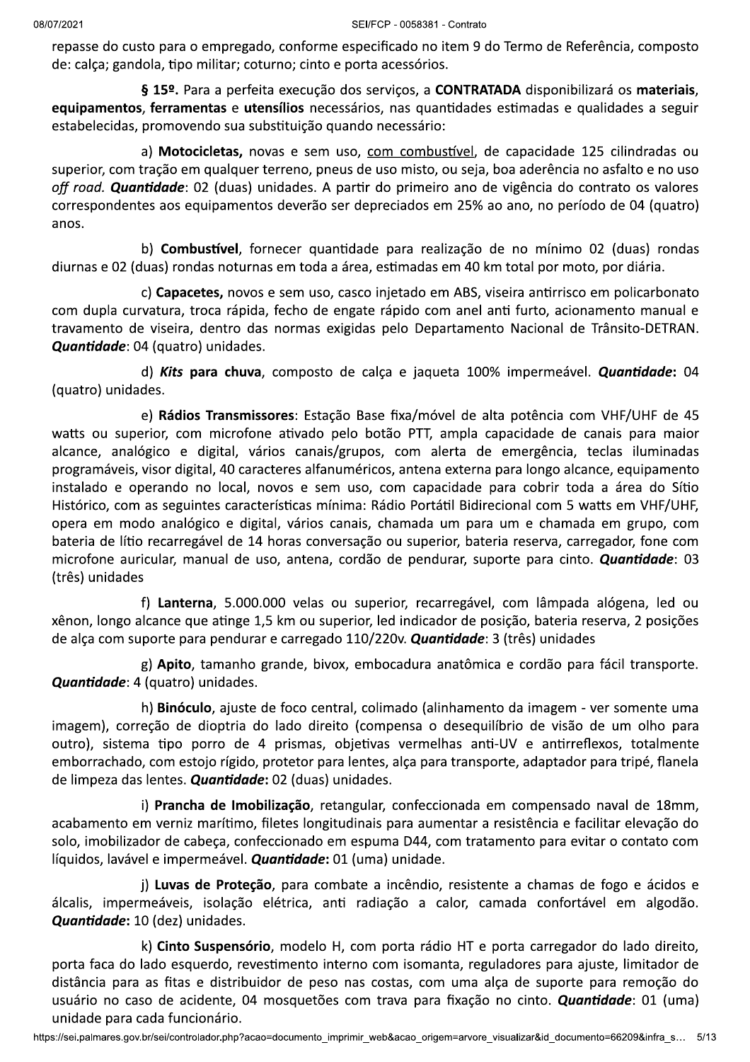repasse do custo para o empregado, conforme especificado no item 9 do Termo de Referência, composto de: calça; gandola, tipo militar; coturno; cinto e porta acessórios.

**§ 15º.** Para a perfeita execução dos serviços, a **CONTRATADA** disponibilizará os **materiais**, **equipamentos**, **ferramentas** e **utensílios** necessários, nas quantidades estimadas e qualidades a seguir estabelecidas, promovendo sua substituição quando necessário:

a) **Motocicletas,** novas e sem uso, com combustível, de capacidade 125 cilindradas ou superior, com tração em qualquer terreno, pneus de uso misto, ou seja, boa aderência no asfalto e no uso *off road*. ***Quantidade***: 02 (duas) unidades. A partir do primeiro ano de vigência do contrato os valores correspondentes aos equipamentos deverão ser depreciados em 25% ao ano, no período de 04 (quatro) anos.

b) **Combustível**, fornecer quantidade para realização de no mínimo 02 (duas) rondas diurnas e 02 (duas) rondas noturnas em toda a área, estimadas em 40 km total por moto, por diária.

c) **Capacetes,** novos e sem uso, casco injetado em ABS, viseira antirrisco em policarbonato com dupla curvatura, troca rápida, fecho de engate rápido com anel anti furto, acionamento manual e travamento de viseira, dentro das normas exigidas pelo Departamento Nacional de Trânsito-DETRAN. ***Quantidade***: 04 (quatro) unidades.

d) ***Kits* para chuva**, composto de calça e jaqueta 100% impermeável. ***Quantidade***: 04 (quatro) unidades.

e) **Rádios Transmissores**: Estação Base fixa/móvel de alta potência com VHF/UHF de 45 watts ou superior, com microfone ativado pelo botão PTT, ampla capacidade de canais para maior alcance, analógico e digital, vários canais/grupos, com alerta de emergência, teclas iluminadas programáveis, visor digital, 40 caracteres alfanuméricos, antena externa para longo alcance, equipamento instalado e operando no local, novos e sem uso, com capacidade para cobrir toda a área do Sítio Histórico, com as seguintes características mínima: Rádio Portátil Bidirecional com 5 watts em VHF/UHF, opera em modo analógico e digital, vários canais, chamada um para um e chamada em grupo, com bateria de lítio recarregável de 14 horas conversação ou superior, bateria reserva, carregador, fone com microfone auricular, manual de uso, antena, cordão de pendurar, suporte para cinto. ***Quantidade***: 03 (três) unidades

f) **Lanterna**, 5.000.000 velas ou superior, recarregável, com lâmpada alógena, led ou xênon, longo alcance que atinge 1,5 km ou superior, led indicador de posição, bateria reserva, 2 posições de alça com suporte para pendurar e carregado 110/220v. ***Quantidade***: 3 (três) unidades

g) **Apito**, tamanho grande, bivox, embocadura anatômica e cordão para fácil transporte. ***Quantidade***: 4 (quatro) unidades.

h) **Binóculo**, ajuste de foco central, colimado (alinhamento da imagem - ver somente uma imagem), correção de dioptria do lado direito (compensa o desequilíbrio de visão de um olho para outro), sistema tipo porro de 4 prismas, objetivas vermelhas anti-UV e antirreflexos, totalmente emborrachado, com estojo rígido, protetor para lentes, alça para transporte, adaptador para tripé, flanela de limpeza das lentes. ***Quantidade***: 02 (duas) unidades.

i) **Prancha de Imobilização**, retangular, confeccionada em compensado naval de 18mm, acabamento em verniz marítimo, filetes longitudinais para aumentar a resistência e facilitar elevação do solo, imobilizador de cabeça, confeccionado em espuma D44, com tratamento para evitar o contato com líquidos, lavável e impermeável. ***Quantidade***: 01 (uma) unidade.

j) **Luvas de Proteção**, para combate a incêndio, resistente a chamas de fogo e ácidos e álcalis, impermeáveis, isolação elétrica, anti radiação a calor, camada confortável em algodão. ***Quantidade***: 10 (dez) unidades.

k) **Cinto Suspensório**, modelo H, com porta rádio HT e porta carregador do lado direito, porta faca do lado esquerdo, revestimento interno com isomanta, reguladores para ajuste, limitador de distância para as fitas e distribuidor de peso nas costas, com uma alça de suporte para remoção do usuário no caso de acidente, 04 mosquetões com trava para fixação no cinto. ***Quantidade***: 01 (uma) unidade para cada funcionário.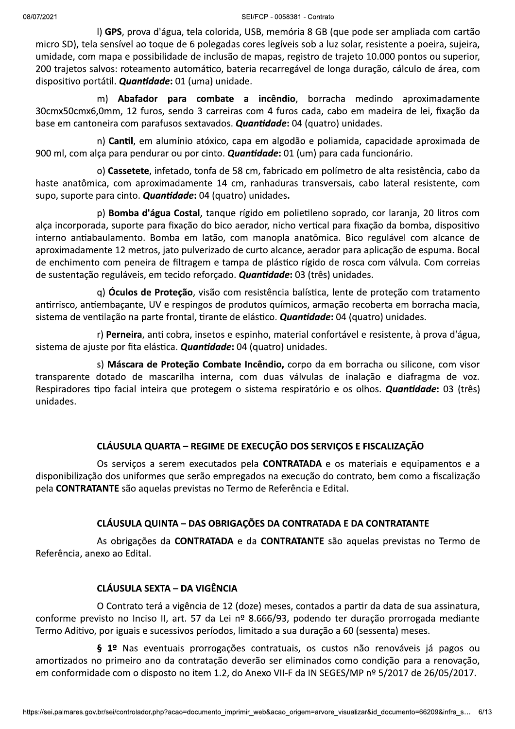l) **GPS**, prova d'água, tela colorida, USB, memória 8 GB (que pode ser ampliada com cartão micro SD), tela sensível ao toque de 6 polegadas cores legíveis sob a luz solar, resistente a poeira, sujeira, umidade, com mapa e possibilidade de inclusão de mapas, registro de trajeto 10.000 pontos ou superior, 200 trajetos salvos: roteamento automático, bateria recarregável de longa duração, cálculo de área, com dispositivo portátil. ***Quantidade*:** 01 (uma) unidade.

m) **Abafador para combate a incêndio**, borracha medindo aproximadamente 30cmx50cmx6,0mm, 12 furos, sendo 3 carreiras com 4 furos cada, cabo em madeira de lei, fixação da base em cantoneira com parafusos sextavados. ***Quantidade*:** 04 (quatro) unidades.

n) **Cantil**, em alumínio atóxico, capa em algodão e poliamida, capacidade aproximada de 900 ml, com alça para pendurar ou por cinto. ***Quantidade*:** 01 (um) para cada funcionário.

o) **Cassetete**, infetado, tonfa de 58 cm, fabricado em polímetro de alta resistência, cabo da haste anatômica, com aproximadamente 14 cm, ranhaduras transversais, cabo lateral resistente, com supo, suporte para cinto. ***Quantidade*:** 04 (quatro) unidades**.**

p) **Bomba d'água Costal**, tanque rígido em polietileno soprado, cor laranja, 20 litros com alça incorporada, suporte para fixação do bico aerador, nicho vertical para fixação da bomba, dispositivo interno antiabaulamento. Bomba em latão, com manopla anatômica. Bico regulável com alcance de aproximadamente 12 metros, jato pulverizado de curto alcance, aerador para aplicação de espuma. Bocal de enchimento com peneira de filtragem e tampa de plástico rígido de rosca com válvula. Com correias de sustentação reguláveis, em tecido reforçado. ***Quantidade*:** 03 (três) unidades.

q) **Óculos de Proteção**, visão com resistência balística, lente de proteção com tratamento antirrisco, antiembaçante, UV e respingos de produtos químicos, armação recoberta em borracha macia, sistema de ventilação na parte frontal, tirante de elástico. ***Quantidade*:** 04 (quatro) unidades.

r) **Perneira**, anti cobra, insetos e espinho, material confortável e resistente, à prova d'água, sistema de ajuste por fita elástica. ***Quantidade*:** 04 (quatro) unidades.

s) **Máscara de Proteção Combate Incêndio,** corpo da em borracha ou silicone, com visor transparente dotado de mascarilha interna, com duas válvulas de inalação e diafragma de voz. Respiradores tipo facial inteira que protegem o sistema respiratório e os olhos. ***Quantidade*:** 03 (três) unidades.

## CLÁUSULA QUARTA – REGIME DE EXECUÇÃO DOS SERVIÇOS E FISCALIZAÇÃO

Os serviços a serem executados pela **CONTRATADA** e os materiais e equipamentos e a disponibilização dos uniformes que serão empregados na execução do contrato, bem como a fiscalização pela **CONTRATANTE** são aquelas previstas no Termo de Referência e Edital.

## CLÁUSULA QUINTA – DAS OBRIGAÇÕES DA CONTRATADA E DA CONTRATANTE

As obrigações da **CONTRATADA** e da **CONTRATANTE** são aquelas previstas no Termo de Referência, anexo ao Edital.

## CLÁUSULA SEXTA – DA VIGÊNCIA

O Contrato terá a vigência de 12 (doze) meses, contados a partir da data de sua assinatura, conforme previsto no Inciso II, art. 57 da Lei nº 8.666/93, podendo ter duração prorrogada mediante Termo Aditivo, por iguais e sucessivos períodos, limitado a sua duração a 60 (sessenta) meses.

**§ 1º** Nas eventuais prorrogações contratuais, os custos não renováveis já pagos ou amortizados no primeiro ano da contratação deverão ser eliminados como condição para a renovação, em conformidade com o disposto no item 1.2, do Anexo VII-F da IN SEGES/MP nº 5/2017 de 26/05/2017.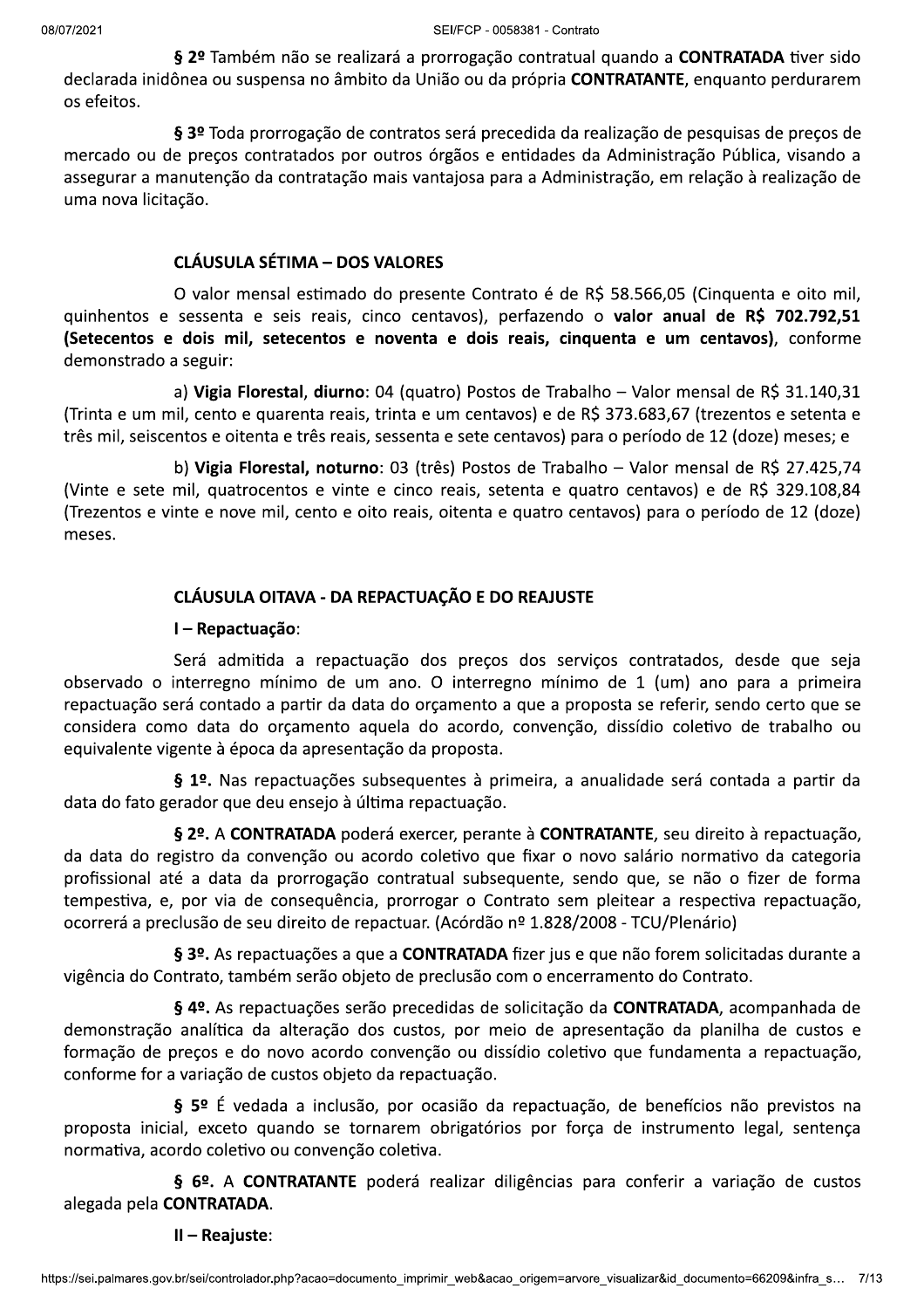§ 2º Também não se realizará a prorrogação contratual quando a **CONTRATADA** tiver sido declarada inidônea ou suspensa no âmbito da União ou da própria **CONTRATANTE**, enquanto perdurarem os efeitos.

§ 3º Toda prorrogação de contratos será precedida da realização de pesquisas de preços de mercado ou de preços contratados por outros órgãos e entidades da Administração Pública, visando a assegurar a manutenção da contratação mais vantajosa para a Administração, em relação à realização de uma nova licitação.

## CLÁUSULA SÉTIMA – DOS VALORES

O valor mensal estimado do presente Contrato é de R$ 58.566,05 (Cinquenta e oito mil, quinhentos e sessenta e seis reais, cinco centavos), perfazendo o **valor anual de R$ 702.792,51 (Setecentos e dois mil, setecentos e noventa e dois reais, cinquenta e um centavos)**, conforme demonstrado a seguir:

a) **Vigia Florestal**, **diurno**: 04 (quatro) Postos de Trabalho – Valor mensal de R$ 31.140,31 (Trinta e um mil, cento e quarenta reais, trinta e um centavos) e de R$ 373.683,67 (trezentos e setenta e três mil, seiscentos e oitenta e três reais, sessenta e sete centavos) para o período de 12 (doze) meses; e

b) **Vigia Florestal, noturno**: 03 (três) Postos de Trabalho – Valor mensal de R$ 27.425,74 (Vinte e sete mil, quatrocentos e vinte e cinco reais, setenta e quatro centavos) e de R$ 329.108,84 (Trezentos e vinte e nove mil, cento e oito reais, oitenta e quatro centavos) para o período de 12 (doze) meses.

## CLÁUSULA OITAVA - DA REPACTUAÇÃO E DO REAJUSTE

**I – Repactuação**:

Será admitida a repactuação dos preços dos serviços contratados, desde que seja observado o interregno mínimo de um ano. O interregno mínimo de 1 (um) ano para a primeira repactuação será contado a partir da data do orçamento a que a proposta se referir, sendo certo que se considera como data do orçamento aquela do acordo, convenção, dissídio coletivo de trabalho ou equivalente vigente à época da apresentação da proposta.

**§ 1º.** Nas repactuações subsequentes à primeira, a anualidade será contada a partir da data do fato gerador que deu ensejo à última repactuação.

**§ 2º.** A **CONTRATADA** poderá exercer, perante à **CONTRATANTE**, seu direito à repactuação, da data do registro da convenção ou acordo coletivo que fixar o novo salário normativo da categoria profissional até a data da prorrogação contratual subsequente, sendo que, se não o fizer de forma tempestiva, e, por via de consequência, prorrogar o Contrato sem pleitear a respectiva repactuação, ocorrerá a preclusão de seu direito de repactuar. (Acórdão nº 1.828/2008 - TCU/Plenário)

**§ 3º.** As repactuações a que a **CONTRATADA** fizer jus e que não forem solicitadas durante a vigência do Contrato, também serão objeto de preclusão com o encerramento do Contrato.

**§ 4º.** As repactuações serão precedidas de solicitação da **CONTRATADA**, acompanhada de demonstração analítica da alteração dos custos, por meio de apresentação da planilha de custos e formação de preços e do novo acordo convenção ou dissídio coletivo que fundamenta a repactuação, conforme for a variação de custos objeto da repactuação.

**§ 5º** É vedada a inclusão, por ocasião da repactuação, de benefícios não previstos na proposta inicial, exceto quando se tornarem obrigatórios por força de instrumento legal, sentença normativa, acordo coletivo ou convenção coletiva.

**§ 6º.** A **CONTRATANTE** poderá realizar diligências para conferir a variação de custos alegada pela **CONTRATADA**.

**II – Reajuste**: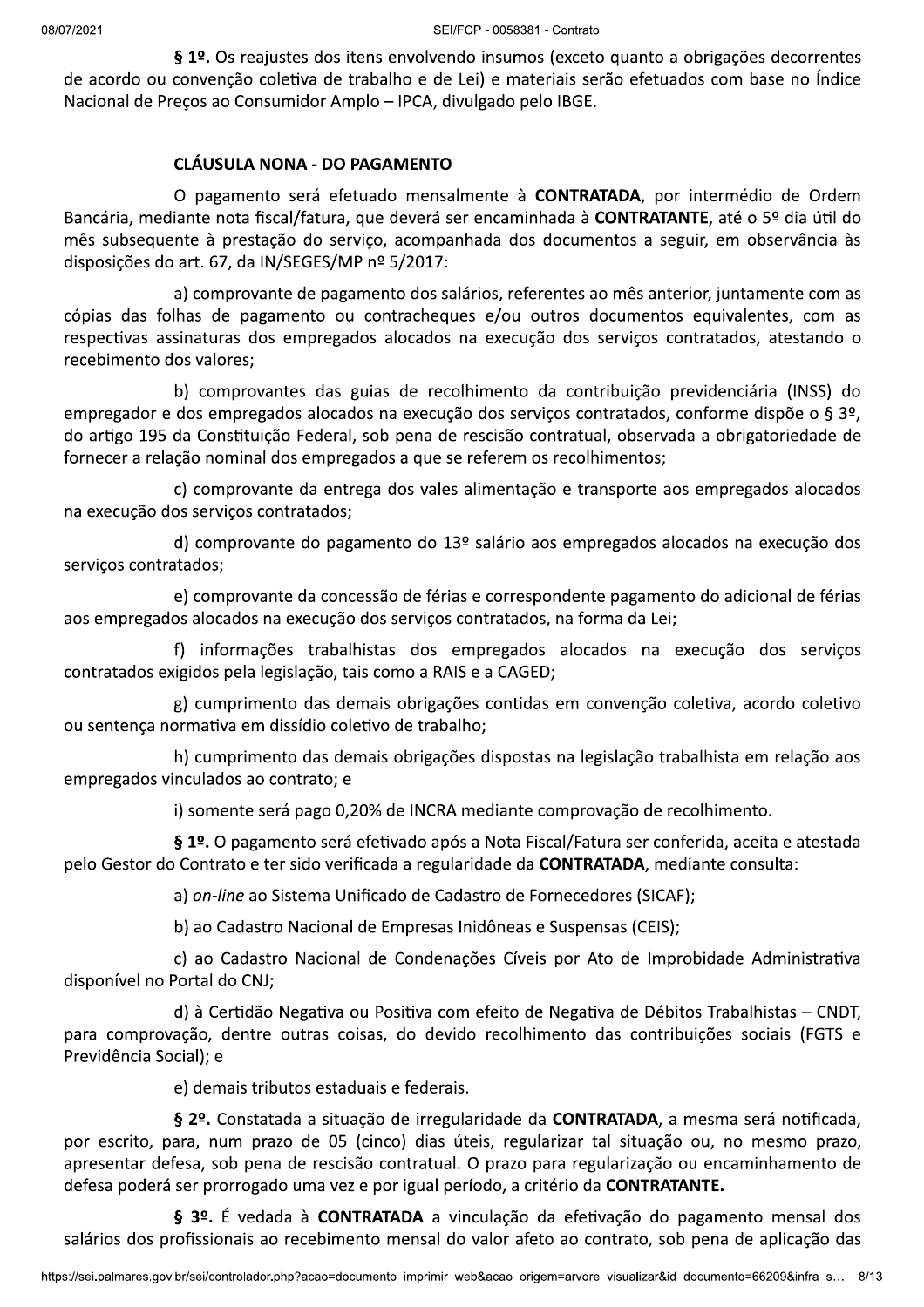**§ 1º.** Os reajustes dos itens envolvendo insumos (exceto quanto a obrigações decorrentes de acordo ou convenção coletiva de trabalho e de Lei) e materiais serão efetuados com base no Índice Nacional de Preços ao Consumidor Amplo – IPCA, divulgado pelo IBGE.

## CLÁUSULA NONA - DO PAGAMENTO

O pagamento será efetuado mensalmente à **CONTRATADA**, por intermédio de Ordem Bancária, mediante nota fiscal/fatura, que deverá ser encaminhada à **CONTRATANTE**, até o 5º dia útil do mês subsequente à prestação do serviço, acompanhada dos documentos a seguir, em observância às disposições do art. 67, da IN/SEGES/MP nº 5/2017:

a) comprovante de pagamento dos salários, referentes ao mês anterior, juntamente com as cópias das folhas de pagamento ou contracheques e/ou outros documentos equivalentes, com as respectivas assinaturas dos empregados alocados na execução dos serviços contratados, atestando o recebimento dos valores;

b) comprovantes das guias de recolhimento da contribuição previdenciária (INSS) do empregador e dos empregados alocados na execução dos serviços contratados, conforme dispõe o § 3º, do artigo 195 da Constituição Federal, sob pena de rescisão contratual, observada a obrigatoriedade de fornecer a relação nominal dos empregados a que se referem os recolhimentos;

c) comprovante da entrega dos vales alimentação e transporte aos empregados alocados na execução dos serviços contratados;

d) comprovante do pagamento do 13º salário aos empregados alocados na execução dos serviços contratados;

e) comprovante da concessão de férias e correspondente pagamento do adicional de férias aos empregados alocados na execução dos serviços contratados, na forma da Lei;

f) informações trabalhistas dos empregados alocados na execução dos serviços contratados exigidos pela legislação, tais como a RAIS e a CAGED;

g) cumprimento das demais obrigações contidas em convenção coletiva, acordo coletivo ou sentença normativa em dissídio coletivo de trabalho;

h) cumprimento das demais obrigações dispostas na legislação trabalhista em relação aos empregados vinculados ao contrato; e

i) somente será pago 0,20% de INCRA mediante comprovação de recolhimento.

**§ 1º.** O pagamento será efetivado após a Nota Fiscal/Fatura ser conferida, aceita e atestada pelo Gestor do Contrato e ter sido verificada a regularidade da **CONTRATADA**, mediante consulta:

a) *on-line* ao Sistema Unificado de Cadastro de Fornecedores (SICAF);

b) ao Cadastro Nacional de Empresas Inidôneas e Suspensas (CEIS);

c) ao Cadastro Nacional de Condenações Cíveis por Ato de Improbidade Administrativa disponível no Portal do CNJ;

d) à Certidão Negativa ou Positiva com efeito de Negativa de Débitos Trabalhistas – CNDT, para comprovação, dentre outras coisas, do devido recolhimento das contribuições sociais (FGTS e Previdência Social); e

e) demais tributos estaduais e federais.

**§ 2º.** Constatada a situação de irregularidade da **CONTRATADA**, a mesma será notificada, por escrito, para, num prazo de 05 (cinco) dias úteis, regularizar tal situação ou, no mesmo prazo, apresentar defesa, sob pena de rescisão contratual. O prazo para regularização ou encaminhamento de defesa poderá ser prorrogado uma vez e por igual período, a critério da **CONTRATANTE.**

**§ 3º.** É vedada à **CONTRATADA** a vinculação da efetivação do pagamento mensal dos salários dos profissionais ao recebimento mensal do valor afeto ao contrato, sob pena de aplicação das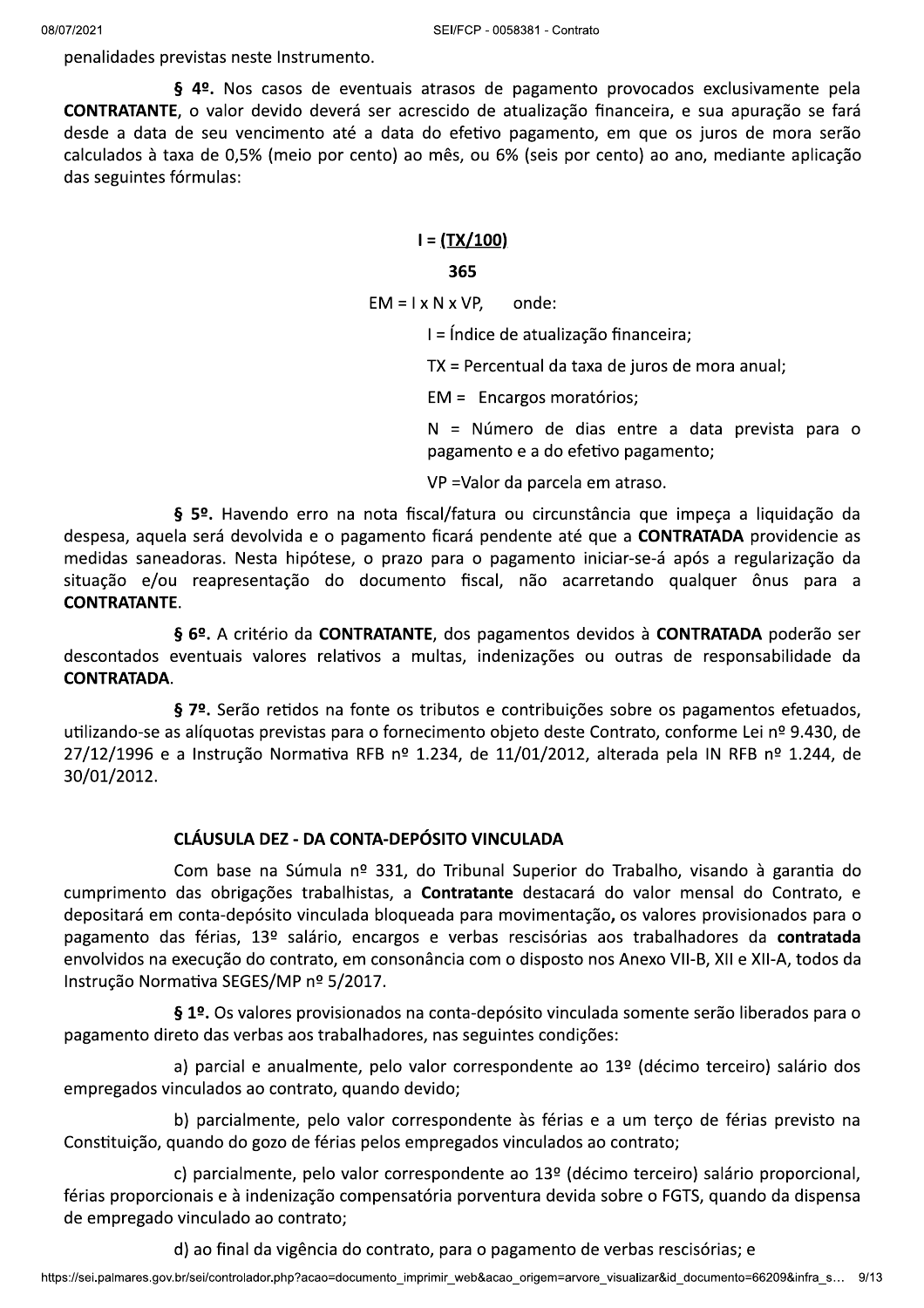penalidades previstas neste Instrumento.

**§ 4º.** Nos casos de eventuais atrasos de pagamento provocados exclusivamente pela **CONTRATANTE**, o valor devido deverá ser acrescido de atualização financeira, e sua apuração se fará desde a data de seu vencimento até a data do efetivo pagamento, em que os juros de mora serão calculados à taxa de 0,5% (meio por cento) ao mês, ou 6% (seis por cento) ao ano, mediante aplicação das seguintes fórmulas:

$$I = \frac{(TX/100)}{365}$$

$$EM = I \times N \times VP,$$ onde:

I = Índice de atualização financeira;

TX = Percentual da taxa de juros de mora anual;

EM = Encargos moratórios;

N = Número de dias entre a data prevista para o pagamento e a do efetivo pagamento;

VP =Valor da parcela em atraso.

**§ 5º.** Havendo erro na nota fiscal/fatura ou circunstância que impeça a liquidação da despesa, aquela será devolvida e o pagamento ficará pendente até que a **CONTRATADA** providencie as medidas saneadoras. Nesta hipótese, o prazo para o pagamento iniciar-se-á após a regularização da situação e/ou reapresentação do documento fiscal, não acarretando qualquer ônus para a **CONTRATANTE**.

**§ 6º.** A critério da **CONTRATANTE**, dos pagamentos devidos à **CONTRATADA** poderão ser descontados eventuais valores relativos a multas, indenizações ou outras de responsabilidade da **CONTRATADA**.

**§ 7º.** Serão retidos na fonte os tributos e contribuições sobre os pagamentos efetuados, utilizando-se as alíquotas previstas para o fornecimento objeto deste Contrato, conforme Lei nº 9.430, de 27/12/1996 e a Instrução Normativa RFB nº 1.234, de 11/01/2012, alterada pela IN RFB nº 1.244, de 30/01/2012.

## CLÁUSULA DEZ - DA CONTA-DEPÓSITO VINCULADA

Com base na Súmula nº 331, do Tribunal Superior do Trabalho, visando à garantia do cumprimento das obrigações trabalhistas, a **Contratante** destacará do valor mensal do Contrato, e depositará em conta-depósito vinculada bloqueada para movimentação**,** os valores provisionados para o pagamento das férias, 13º salário, encargos e verbas rescisórias aos trabalhadores da **contratada** envolvidos na execução do contrato, em consonância com o disposto nos Anexo VII-B, XII e XII-A, todos da Instrução Normativa SEGES/MP nº 5/2017.

**§ 1º.** Os valores provisionados na conta-depósito vinculada somente serão liberados para o pagamento direto das verbas aos trabalhadores, nas seguintes condições:

a) parcial e anualmente, pelo valor correspondente ao 13º (décimo terceiro) salário dos empregados vinculados ao contrato, quando devido;

b) parcialmente, pelo valor correspondente às férias e a um terço de férias previsto na Constituição, quando do gozo de férias pelos empregados vinculados ao contrato;

c) parcialmente, pelo valor correspondente ao 13º (décimo terceiro) salário proporcional, férias proporcionais e à indenização compensatória porventura devida sobre o FGTS, quando da dispensa de empregado vinculado ao contrato;

d) ao final da vigência do contrato, para o pagamento de verbas rescisórias; e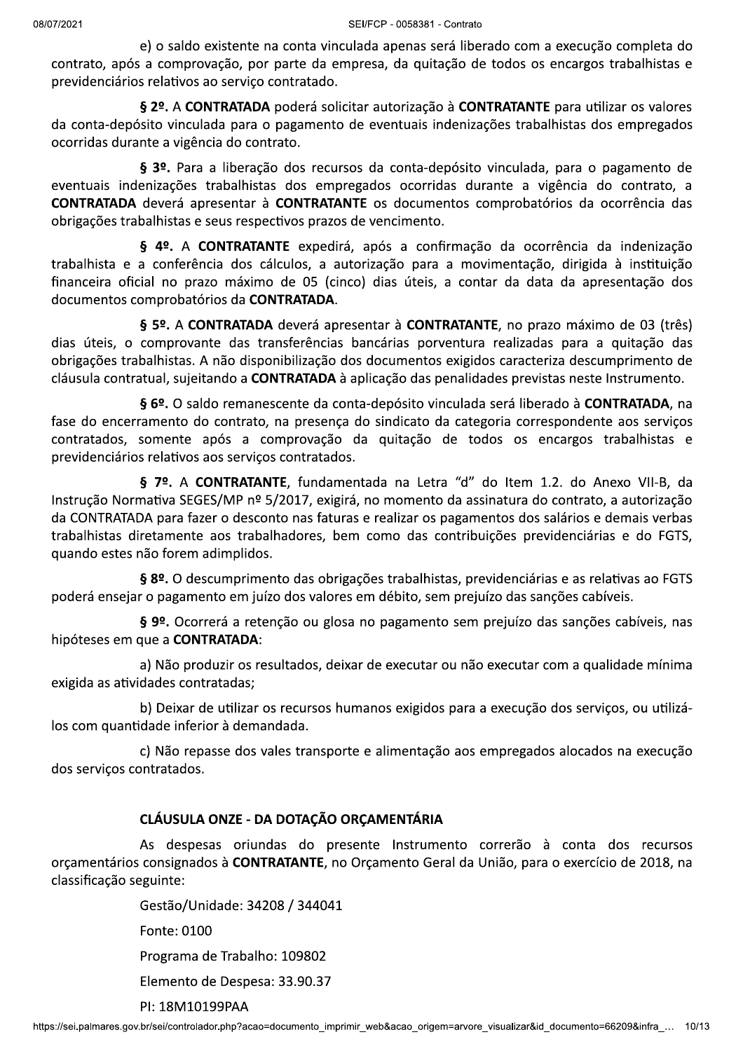e) o saldo existente na conta vinculada apenas será liberado com a execução completa do contrato, após a comprovação, por parte da empresa, da quitação de todos os encargos trabalhistas e previdenciários relativos ao serviço contratado.

**§ 2º.** A **CONTRATADA** poderá solicitar autorização à **CONTRATANTE** para utilizar os valores da conta-depósito vinculada para o pagamento de eventuais indenizações trabalhistas dos empregados ocorridas durante a vigência do contrato.

**§ 3º.** Para a liberação dos recursos da conta-depósito vinculada, para o pagamento de eventuais indenizações trabalhistas dos empregados ocorridas durante a vigência do contrato, a **CONTRATADA** deverá apresentar à **CONTRATANTE** os documentos comprobatórios da ocorrência das obrigações trabalhistas e seus respectivos prazos de vencimento.

**§ 4º.** A **CONTRATANTE** expedirá, após a confirmação da ocorrência da indenização trabalhista e a conferência dos cálculos, a autorização para a movimentação, dirigida à instituição financeira oficial no prazo máximo de 05 (cinco) dias úteis, a contar da data da apresentação dos documentos comprobatórios da **CONTRATADA**.

**§ 5º.** A **CONTRATADA** deverá apresentar à **CONTRATANTE**, no prazo máximo de 03 (três) dias úteis, o comprovante das transferências bancárias porventura realizadas para a quitação das obrigações trabalhistas. A não disponibilização dos documentos exigidos caracteriza descumprimento de cláusula contratual, sujeitando a **CONTRATADA** à aplicação das penalidades previstas neste Instrumento.

**§ 6º.** O saldo remanescente da conta-depósito vinculada será liberado à **CONTRATADA**, na fase do encerramento do contrato, na presença do sindicato da categoria correspondente aos serviços contratados, somente após a comprovação da quitação de todos os encargos trabalhistas e previdenciários relativos aos serviços contratados.

**§ 7º.** A **CONTRATANTE**, fundamentada na Letra "d" do Item 1.2. do Anexo VII-B, da Instrução Normativa SEGES/MP nº 5/2017, exigirá, no momento da assinatura do contrato, a autorização da CONTRATADA para fazer o desconto nas faturas e realizar os pagamentos dos salários e demais verbas trabalhistas diretamente aos trabalhadores, bem como das contribuições previdenciárias e do FGTS, quando estes não forem adimplidos.

**§ 8º.** O descumprimento das obrigações trabalhistas, previdenciárias e as relativas ao FGTS poderá ensejar o pagamento em juízo dos valores em débito, sem prejuízo das sanções cabíveis.

**§ 9º.** Ocorrerá a retenção ou glosa no pagamento sem prejuízo das sanções cabíveis, nas hipóteses em que a **CONTRATADA**:

a) Não produzir os resultados, deixar de executar ou não executar com a qualidade mínima exigida as atividades contratadas;

b) Deixar de utilizar os recursos humanos exigidos para a execução dos serviços, ou utilizá-los com quantidade inferior à demandada.

c) Não repasse dos vales transporte e alimentação aos empregados alocados na execução dos serviços contratados.

## CLÁUSULA ONZE - DA DOTAÇÃO ORÇAMENTÁRIA

As despesas oriundas do presente Instrumento correrão à conta dos recursos orçamentários consignados à **CONTRATANTE**, no Orçamento Geral da União, para o exercício de 2018, na classificação seguinte:

Gestão/Unidade: 34208 / 344041

Fonte: 0100

Programa de Trabalho: 109802

Elemento de Despesa: 33.90.37

PI: 18M10199PAA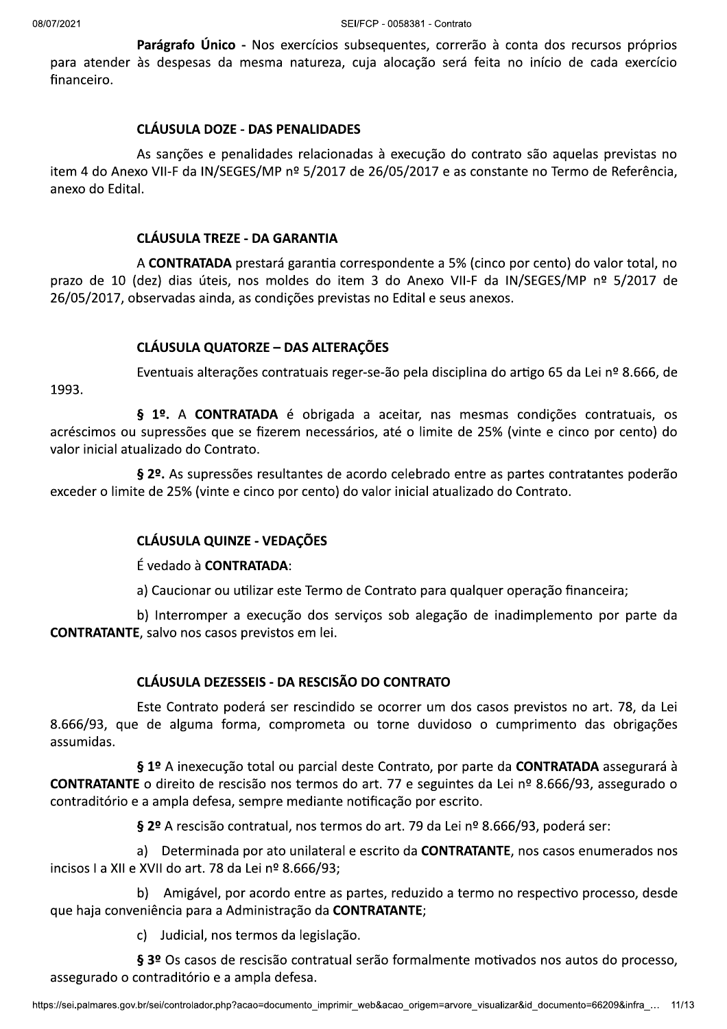**Parágrafo Único** - Nos exercícios subsequentes, correrão à conta dos recursos próprios para atender às despesas da mesma natureza, cuja alocação será feita no início de cada exercício financeiro.

## CLÁUSULA DOZE - DAS PENALIDADES

As sanções e penalidades relacionadas à execução do contrato são aquelas previstas no item 4 do Anexo VII-F da IN/SEGES/MP nº 5/2017 de 26/05/2017 e as constante no Termo de Referência, anexo do Edital.

## CLÁUSULA TREZE - DA GARANTIA

A **CONTRATADA** prestará garantia correspondente a 5% (cinco por cento) do valor total, no prazo de 10 (dez) dias úteis, nos moldes do item 3 do Anexo VII-F da IN/SEGES/MP nº 5/2017 de 26/05/2017, observadas ainda, as condições previstas no Edital e seus anexos.

## CLÁUSULA QUATORZE – DAS ALTERAÇÕES

Eventuais alterações contratuais reger-se-ão pela disciplina do artigo 65 da Lei nº 8.666, de 1993.

**§ 1º.** A **CONTRATADA** é obrigada a aceitar, nas mesmas condições contratuais, os acréscimos ou supressões que se fizerem necessários, até o limite de 25% (vinte e cinco por cento) do valor inicial atualizado do Contrato.

**§ 2º.** As supressões resultantes de acordo celebrado entre as partes contratantes poderão exceder o limite de 25% (vinte e cinco por cento) do valor inicial atualizado do Contrato.

## CLÁUSULA QUINZE - VEDAÇÕES

É vedado à **CONTRATADA**:

a) Caucionar ou utilizar este Termo de Contrato para qualquer operação financeira;

b) Interromper a execução dos serviços sob alegação de inadimplemento por parte da **CONTRATANTE**, salvo nos casos previstos em lei.

## CLÁUSULA DEZESSEIS - DA RESCISÃO DO CONTRATO

Este Contrato poderá ser rescindido se ocorrer um dos casos previstos no art. 78, da Lei 8.666/93, que de alguma forma, comprometa ou torne duvidoso o cumprimento das obrigações assumidas.

**§ 1º** A inexecução total ou parcial deste Contrato, por parte da **CONTRATADA** assegurará à **CONTRATANTE** o direito de rescisão nos termos do art. 77 e seguintes da Lei nº 8.666/93, assegurado o contraditório e a ampla defesa, sempre mediante notificação por escrito.

**§ 2º** A rescisão contratual, nos termos do art. 79 da Lei nº 8.666/93, poderá ser:

a) Determinada por ato unilateral e escrito da **CONTRATANTE**, nos casos enumerados nos incisos I a XII e XVII do art. 78 da Lei nº 8.666/93;

b) Amigável, por acordo entre as partes, reduzido a termo no respectivo processo, desde que haja conveniência para a Administração da **CONTRATANTE**;

c) Judicial, nos termos da legislação.

**§ 3º** Os casos de rescisão contratual serão formalmente motivados nos autos do processo, assegurado o contraditório e a ampla defesa.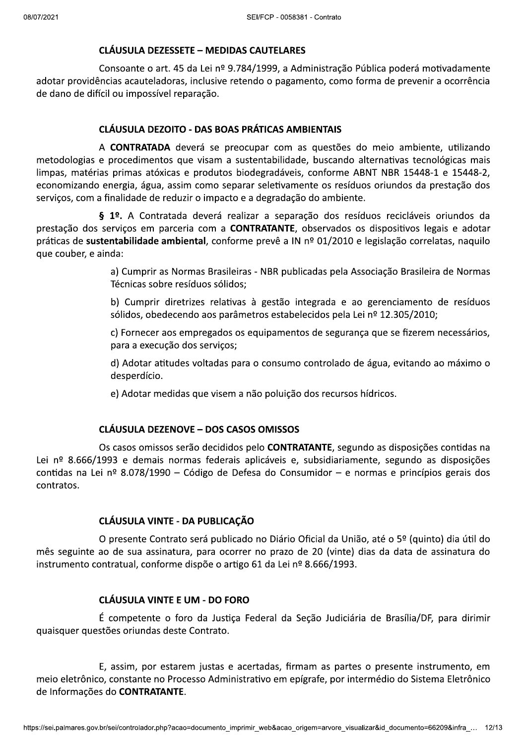### CLÁUSULA DEZESSETE – MEDIDAS CAUTELARES

Consoante o art. 45 da Lei nº 9.784/1999, a Administração Pública poderá motivadamente adotar providências acauteladoras, inclusive retendo o pagamento, como forma de prevenir a ocorrência de dano de difícil ou impossível reparação.

### CLÁUSULA DEZOITO - DAS BOAS PRÁTICAS AMBIENTAIS

A **CONTRATADA** deverá se preocupar com as questões do meio ambiente, utilizando metodologias e procedimentos que visam a sustentabilidade, buscando alternativas tecnológicas mais limpas, matérias primas atóxicas e produtos biodegradáveis, conforme ABNT NBR 15448-1 e 15448-2, economizando energia, água, assim como separar seletivamente os resíduos oriundos da prestação dos serviços, com a finalidade de reduzir o impacto e a degradação do ambiente.

**§ 1º.** A Contratada deverá realizar a separação dos resíduos recicláveis oriundos da prestação dos serviços em parceria com a **CONTRATANTE**, observados os dispositivos legais e adotar práticas de **sustentabilidade ambiental**, conforme prevê a IN nº 01/2010 e legislação correlatas, naquilo que couber, e ainda:

a) Cumprir as Normas Brasileiras - NBR publicadas pela Associação Brasileira de Normas Técnicas sobre resíduos sólidos;

b) Cumprir diretrizes relativas à gestão integrada e ao gerenciamento de resíduos sólidos, obedecendo aos parâmetros estabelecidos pela Lei nº 12.305/2010;

c) Fornecer aos empregados os equipamentos de segurança que se fizerem necessários, para a execução dos serviços;

d) Adotar atitudes voltadas para o consumo controlado de água, evitando ao máximo o desperdício.

e) Adotar medidas que visem a não poluição dos recursos hídricos.

### CLÁUSULA DEZENOVE – DOS CASOS OMISSOS

Os casos omissos serão decididos pelo **CONTRATANTE**, segundo as disposições contidas na Lei nº 8.666/1993 e demais normas federais aplicáveis e, subsidiariamente, segundo as disposições contidas na Lei nº 8.078/1990 – Código de Defesa do Consumidor – e normas e princípios gerais dos contratos.

### CLÁUSULA VINTE - DA PUBLICAÇÃO

O presente Contrato será publicado no Diário Oficial da União, até o 5º (quinto) dia útil do mês seguinte ao de sua assinatura, para ocorrer no prazo de 20 (vinte) dias da data de assinatura do instrumento contratual, conforme dispõe o artigo 61 da Lei nº 8.666/1993.

### CLÁUSULA VINTE E UM - DO FORO

É competente o foro da Justiça Federal da Seção Judiciária de Brasília/DF, para dirimir quaisquer questões oriundas deste Contrato.

E, assim, por estarem justas e acertadas, firmam as partes o presente instrumento, em meio eletrônico, constante no Processo Administrativo em epígrafe, por intermédio do Sistema Eletrônico de Informações do **CONTRATANTE**.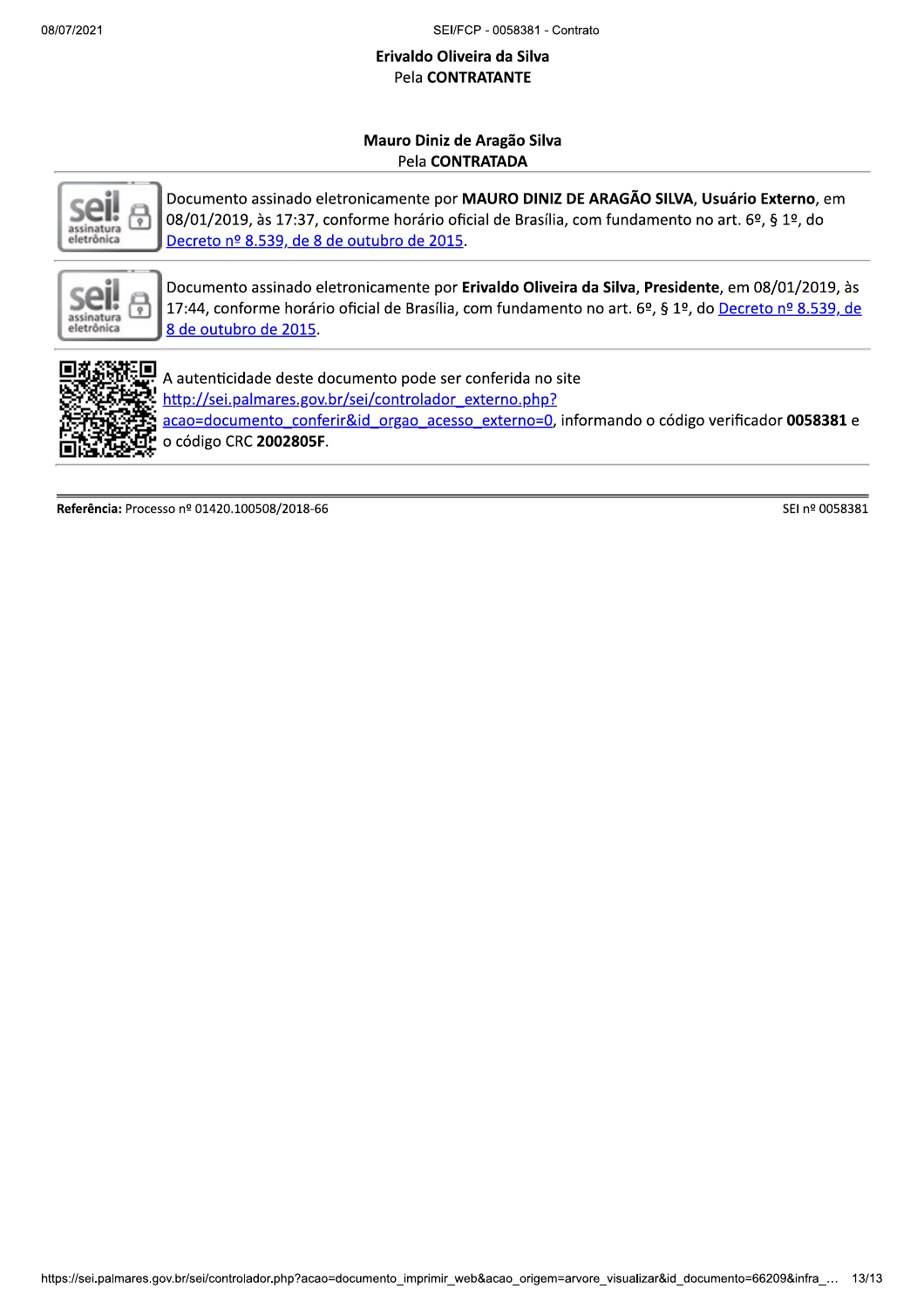**Erivaldo Oliveira da Silva**
Pela **CONTRATANTE**

**Mauro Diniz de Aragão Silva**
Pela **CONTRATADA**

---

Documento assinado eletronicamente por **MAURO DINIZ DE ARAGÃO SILVA**, **Usuário Externo**, em 08/01/2019, às 17:37, conforme horário oficial de Brasília, com fundamento no art. 6º, § 1º, do [Decreto nº 8.539, de 8 de outubro de 2015](#).

---

Documento assinado eletronicamente por **Erivaldo Oliveira da Silva**, **Presidente**, em 08/01/2019, às 17:44, conforme horário oficial de Brasília, com fundamento no art. 6º, § 1º, do [Decreto nº 8.539, de 8 de outubro de 2015](#).

---

A autenticidade deste documento pode ser conferida no site [http://sei.palmares.gov.br/sei/controlador_externo.php?acao=documento_conferir&id_orgao_acesso_externo=0](http://sei.palmares.gov.br/sei/controlador_externo.php?acao=documento_conferir&id_orgao_acesso_externo=0), informando o código verificador **0058381** e o código CRC **2002805F**.

---

**Referência:** Processo nº 01420.100508/2018-66 SEI nº 0058381